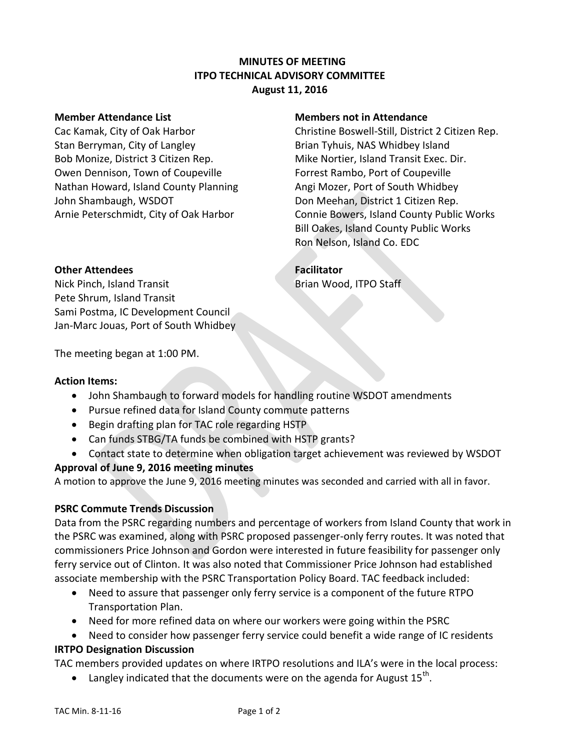# MINUTES OF MEETING
## ITPO TECHNICAL ADVISORY COMMITTEE
### August 11, 2016

**Member Attendance List**

Cac Kamak, City of Oak Harbor
Stan Berryman, City of Langley
Bob Monize, District 3 Citizen Rep.
Owen Dennison, Town of Coupeville
Nathan Howard, Island County Planning
John Shambaugh, WSDOT
Arnie Peterschmidt, City of Oak Harbor

**Members not in Attendance**

Christine Boswell-Still, District 2 Citizen Rep.
Brian Tyhuis, NAS Whidbey Island
Mike Nortier, Island Transit Exec. Dir.
Forrest Rambo, Port of Coupeville
Angi Mozer, Port of South Whidbey
Don Meehan, District 1 Citizen Rep.
Connie Bowers, Island County Public Works
Bill Oakes, Island County Public Works
Ron Nelson, Island Co. EDC

**Other Attendees**

Nick Pinch, Island Transit
Pete Shrum, Island Transit
Sami Postma, IC Development Council
Jan-Marc Jouas, Port of South Whidbey

**Facilitator**

Brian Wood, ITPO Staff

The meeting began at 1:00 PM.

**Action Items:**

- John Shambaugh to forward models for handling routine WSDOT amendments
- Pursue refined data for Island County commute patterns
- Begin drafting plan for TAC role regarding HSTP
- Can funds STBG/TA funds be combined with HSTP grants?
- Contact state to determine when obligation target achievement was reviewed by WSDOT

**Approval of June 9, 2016 meeting minutes**

A motion to approve the June 9, 2016 meeting minutes was seconded and carried with all in favor.

**PSRC Commute Trends Discussion**

Data from the PSRC regarding numbers and percentage of workers from Island County that work in the PSRC was examined, along with PSRC proposed passenger-only ferry routes. It was noted that commissioners Price Johnson and Gordon were interested in future feasibility for passenger only ferry service out of Clinton. It was also noted that Commissioner Price Johnson had established associate membership with the PSRC Transportation Policy Board. TAC feedback included:

- Need to assure that passenger only ferry service is a component of the future RTPO Transportation Plan.
- Need for more refined data on where our workers were going within the PSRC
- Need to consider how passenger ferry service could benefit a wide range of IC residents

**IRTPO Designation Discussion**

TAC members provided updates on where IRTPO resolutions and ILA's were in the local process:

- Langley indicated that the documents were on the agenda for August 15th.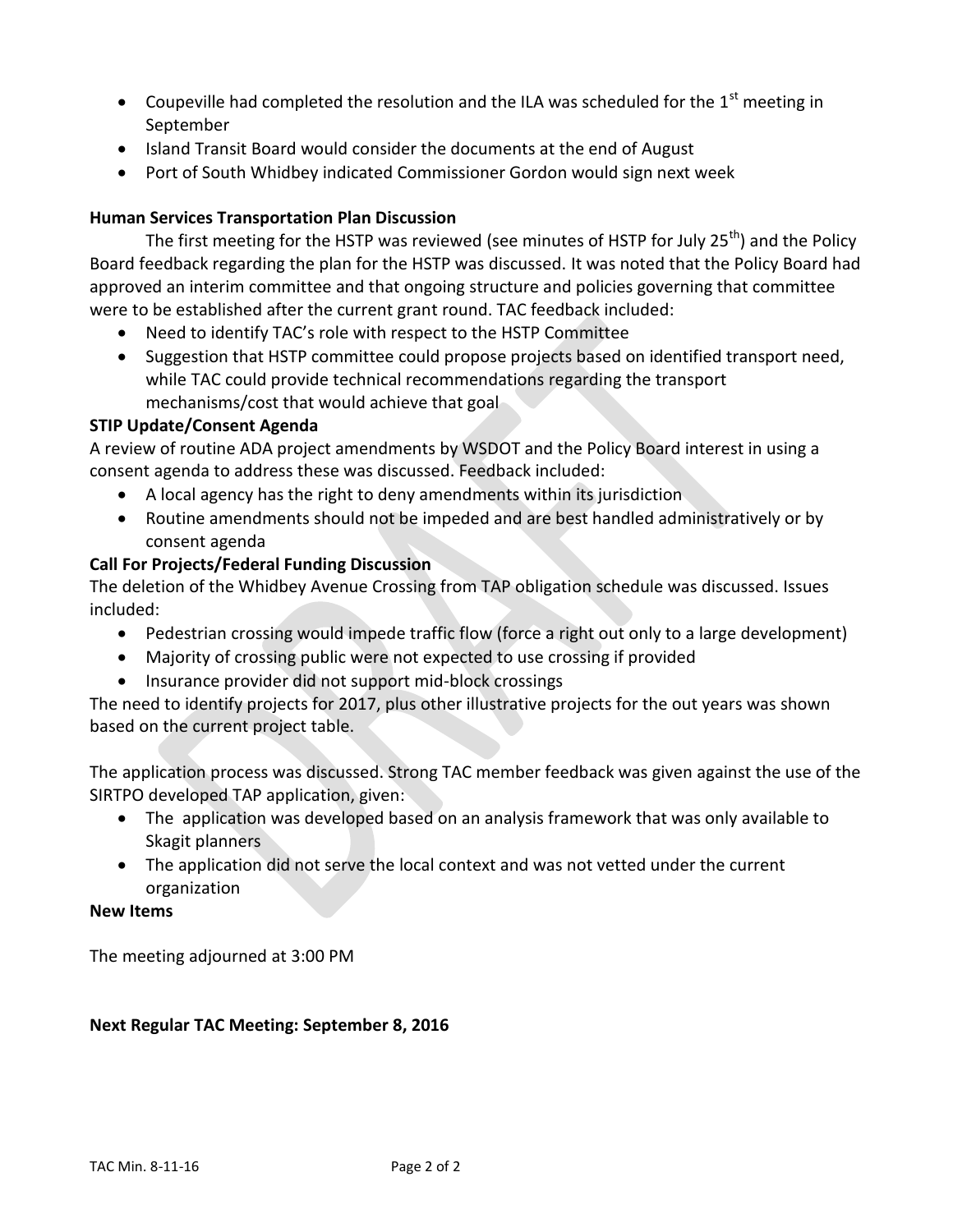- Coupeville had completed the resolution and the ILA was scheduled for the 1st meeting in September
- Island Transit Board would consider the documents at the end of August
- Port of South Whidbey indicated Commissioner Gordon would sign next week

**Human Services Transportation Plan Discussion**

The first meeting for the HSTP was reviewed (see minutes of HSTP for July 25th) and the Policy Board feedback regarding the plan for the HSTP was discussed. It was noted that the Policy Board had approved an interim committee and that ongoing structure and policies governing that committee were to be established after the current grant round. TAC feedback included:

- Need to identify TAC's role with respect to the HSTP Committee
- Suggestion that HSTP committee could propose projects based on identified transport need, while TAC could provide technical recommendations regarding the transport mechanisms/cost that would achieve that goal

**STIP Update/Consent Agenda**

A review of routine ADA project amendments by WSDOT and the Policy Board interest in using a consent agenda to address these was discussed. Feedback included:

- A local agency has the right to deny amendments within its jurisdiction
- Routine amendments should not be impeded and are best handled administratively or by consent agenda

**Call For Projects/Federal Funding Discussion**

The deletion of the Whidbey Avenue Crossing from TAP obligation schedule was discussed. Issues included:

- Pedestrian crossing would impede traffic flow (force a right out only to a large development)
- Majority of crossing public were not expected to use crossing if provided
- Insurance provider did not support mid-block crossings

The need to identify projects for 2017, plus other illustrative projects for the out years was shown based on the current project table.

The application process was discussed. Strong TAC member feedback was given against the use of the SIRTPO developed TAP application, given:

- The application was developed based on an analysis framework that was only available to Skagit planners
- The application did not serve the local context and was not vetted under the current organization

**New Items**

The meeting adjourned at 3:00 PM

**Next Regular TAC Meeting: September 8, 2016**